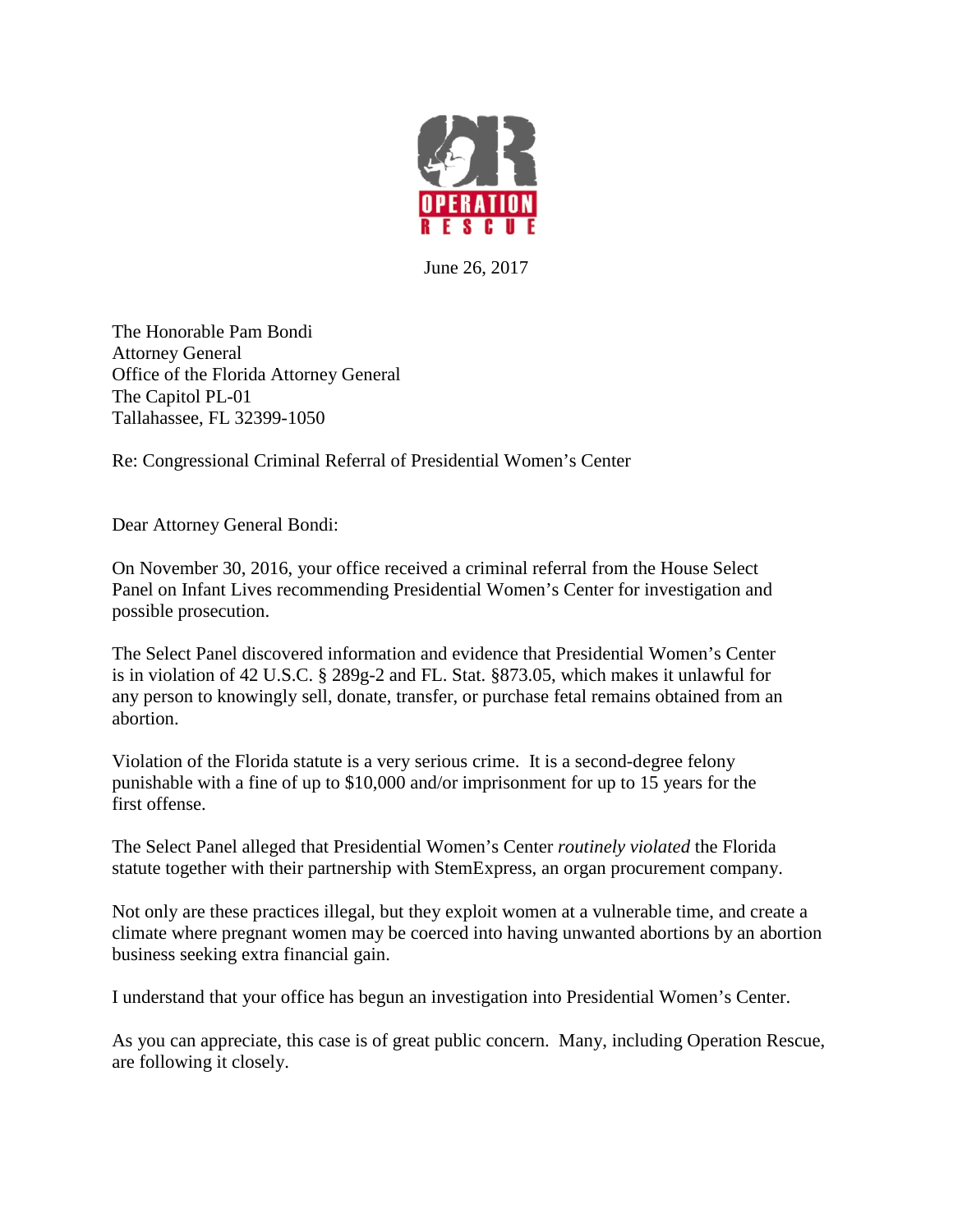OPERATION RESCUE

June 26, 2017

The Honorable Pam Bondi
Attorney General
Office of the Florida Attorney General
The Capitol PL-01
Tallahassee, FL 32399-1050

Re: Congressional Criminal Referral of Presidential Women's Center

Dear Attorney General Bondi:

On November 30, 2016, your office received a criminal referral from the House Select Panel on Infant Lives recommending Presidential Women's Center for investigation and possible prosecution.

The Select Panel discovered information and evidence that Presidential Women's Center is in violation of 42 U.S.C. § 289g-2 and FL. Stat. §873.05, which makes it unlawful for any person to knowingly sell, donate, transfer, or purchase fetal remains obtained from an abortion.

Violation of the Florida statute is a very serious crime. It is a second-degree felony punishable with a fine of up to $10,000 and/or imprisonment for up to 15 years for the first offense.

The Select Panel alleged that Presidential Women's Center *routinely violated* the Florida statute together with their partnership with StemExpress, an organ procurement company.

Not only are these practices illegal, but they exploit women at a vulnerable time, and create a climate where pregnant women may be coerced into having unwanted abortions by an abortion business seeking extra financial gain.

I understand that your office has begun an investigation into Presidential Women's Center.

As you can appreciate, this case is of great public concern. Many, including Operation Rescue, are following it closely.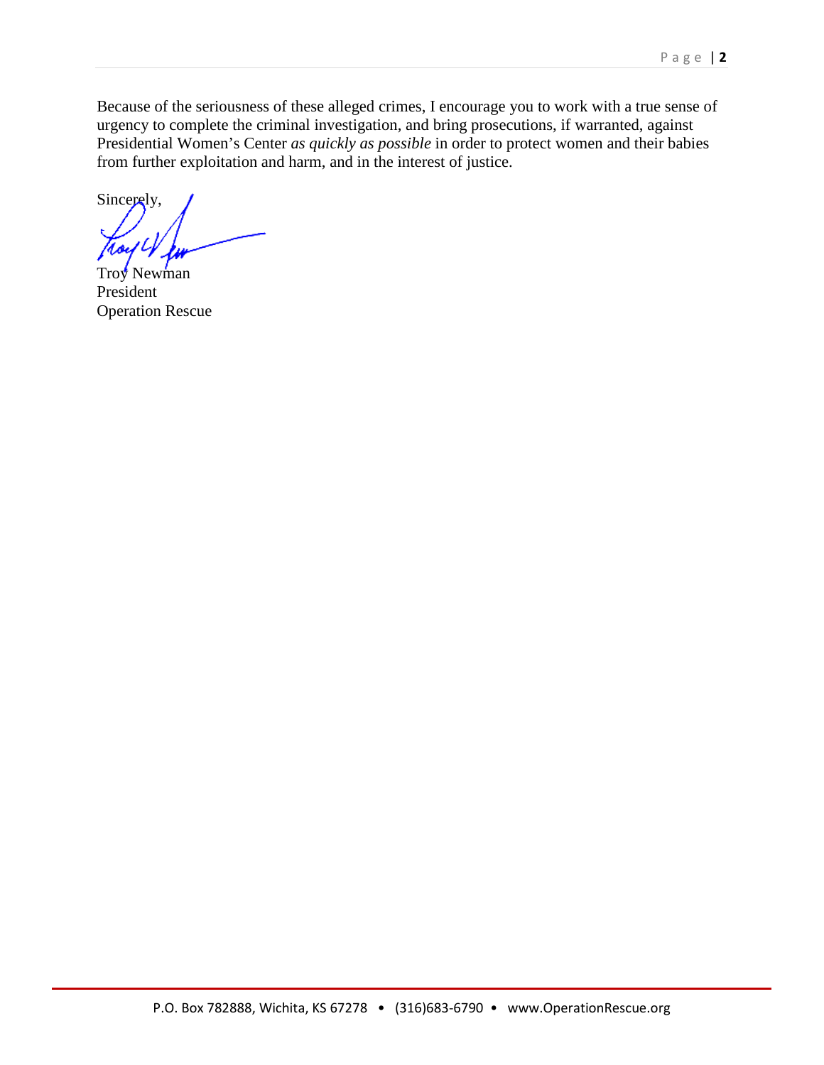Because of the seriousness of these alleged crimes, I encourage you to work with a true sense of urgency to complete the criminal investigation, and bring prosecutions, if warranted, against Presidential Women's Center *as quickly as possible* in order to protect women and their babies from further exploitation and harm, and in the interest of justice.

Sincerely,

Troy Newman
President
Operation Rescue